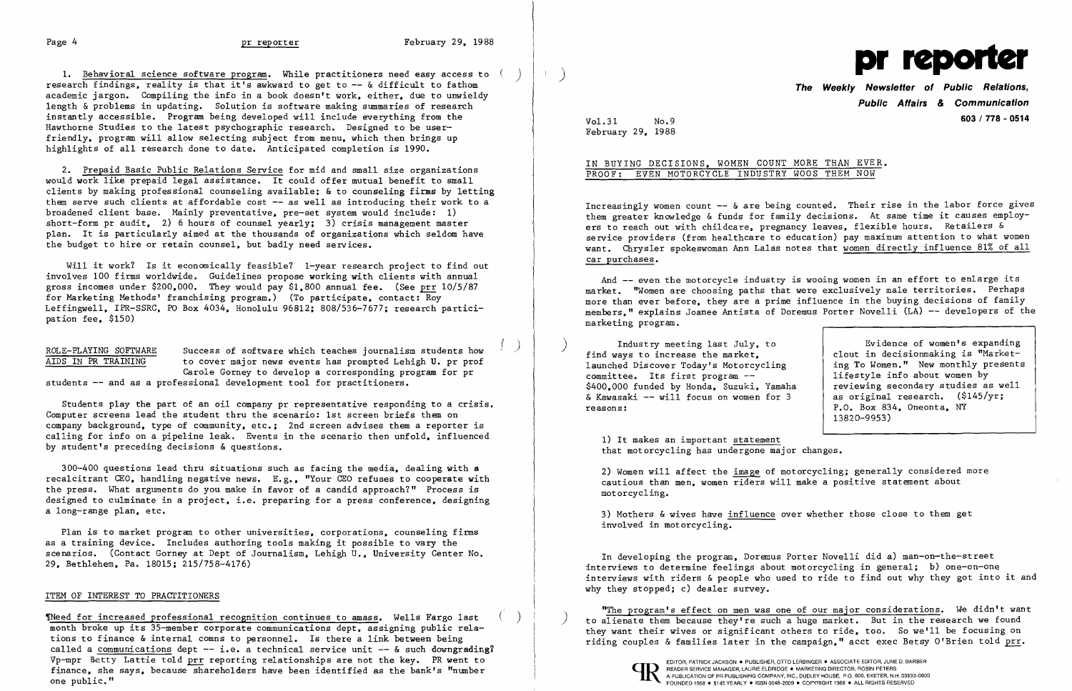1. Behavioral science software program. While practitioners need easy access to research findings, reality is that it's awkward to get to -- & difficult to fathom academic jargon. Compiling the info in a book doesn't work, either, due to unwieldy length & problems in updating. Solution is software making summaries of research instantly accessible. Program being developed will include everything from the Hawthorne Studies to the latest psychographic research. Designed to be user-friendly, program will allow selecting subject from menu, which then brings up highlights of all research done to date. Anticipated completion is 1990.

2. Prepaid Basic Public Relations Service for mid and small size organizations would work like prepaid legal assistance. It could offer mutual benefit to small clients by making professional counseling available; & to counseling firms by letting them serve such clients at affordable cost -- as well as introducing their work to a broadened client base. Mainly preventative, pre-set system would include: 1) short-form pr audit, 2) 6 hours of counsel yearly; 3) crisis management master plan. It is particularly aimed at the thousands of organizations which seldom have the budget to hire or retain counsel, but badly need services.

Will it work? Is it economically feasible? 1-year research project to find out involves 100 firms worldwide. Guidelines propose working with clients with annual gross incomes under $200,000. They would pay $1,800 annual fee. (See prr 10/5/87 for Marketing Methods' franchising program.) (To participate, contact: Roy Leffingwell, IPR-SSRC, PO Box 4034, Honolulu 96812; 808/536-7677; research participation fee, $150)

ROLE-PLAYING SOFTWARE AIDS IN PR TRAINING

Success of software which teaches journalism students how to cover major news events has prompted Lehigh U. pr prof Carole Gorney to develop a corresponding program for pr students -- and as a professional development tool for practitioners.

Students play the part of an oil company pr representative responding to a crisis. Computer screens lead the student thru the scenario: 1st screen briefs them on company background, type of community, etc.; 2nd screen advises them a reporter is calling for info on a pipeline leak. Events in the scenario then unfold, influenced by student's preceding decisions & questions.

300-400 questions lead thru situations such as facing the media, dealing with a recalcitrant CEO, handling negative news. E.g., "Your CEO refuses to cooperate with the press. What arguments do you make in favor of a candid approach?" Process is designed to culminate in a project, i.e. preparing for a press conference, designing a long-range plan, etc.

Plan is to market program to other universities, corporations, counseling firms as a training device. Includes authoring tools making it possible to vary the scenarios. (Contact Gorney at Dept of Journalism, Lehigh U., University Center No. 29, Bethlehem, Pa. 18015; 215/758-4176)

## ITEM OF INTEREST TO PRACTITIONERS

¶Need for increased professional recognition continues to amass. Wells Fargo last month broke up its 35-member corporate communications dept, assigning public relations to finance & internal comns to personnel. Is there a link between being called a communications dept -- i.e. a technical service unit -- & such downgrading? Vp-mpr Betty Lattie told prr reporting relationships are not the key. PR went to finance, she says, because shareholders have been identified as the bank's "number one public."

# pr reporter

**The Weekly Newsletter of Public Relations, Public Affairs & Communication**

**603 / 778 - 0514**

Vol.31 No.9
February 29, 1988

## IN BUYING DECISIONS, WOMEN COUNT MORE THAN EVER. PROOF: EVEN MOTORCYCLE INDUSTRY WOOS THEM NOW

Increasingly women count -- & are being counted. Their rise in the labor force gives them greater knowledge & funds for family decisions. At same time it causes employers to reach out with childcare, pregnancy leaves, flexible hours. Retailers & service providers (from healthcare to education) pay maximum attention to what women want. Chrysler spokeswoman Ann Lalas notes that women directly influence 81% of all car purchases.

And -- even the motorcycle industry is wooing women in an effort to enlarge its market. "Women are choosing paths that were exclusively male territories. Perhaps more than ever before, they are a prime influence in the buying decisions of family members," explains Joanee Antista of Doremus Porter Novelli (LA) -- developers of the marketing program.

Industry meeting last July, to find ways to increase the market, launched Discover Today's Motorcycling committee. Its first program -- $400,000 funded by Honda, Suzuki, Yamaha & Kawasaki -- will focus on women for 3 reasons:

> Evidence of women's expanding clout in decisionmaking is "Marketing To Women." New monthly presents lifestyle info about women by reviewing secondary studies as well as original research. ($145/yr; P.O. Box 834, Oneonta, NY 13820-9953)

1) It makes an important statement that motorcycling has undergone major changes.

2) Women will affect the image of motorcycling; generally considered more cautious than men, women riders will make a positive statement about motorcycling.

3) Mothers & wives have influence over whether those close to them get involved in motorcycling.

In developing the program, Doremus Porter Novelli did a) man-on-the-street interviews to determine feelings about motorcycling in general; b) one-on-one interviews with riders & people who used to ride to find out why they got into it and why they stopped; c) dealer survey.

"The program's effect on men was one of our major considerations. We didn't want to alienate them because they're such a huge market. But in the research we found they want their wives or significant others to ride, too. So we'll be focusing on riding couples & families later in the campaign," acct exec Betsy O'Brien told prr.

EDITOR, PATRICK JACKSON • PUBLISHER, OTTO LERBINGER • ASSOCIATE EDITOR, JUNE D. BARBER
READER SERVICE MANAGER, LAURIE ELDRIDGE • MARKETING DIRECTOR, ROBIN PETERS
A PUBLICATION OF PR PUBLISHING COMPANY, INC., DUDLEY HOUSE, P.O. 600, EXETER, N.H. 03833-0600
FOUNDED 1958 • $145 YEARLY • ISSN 0048-2609 • COPYRIGHT 1988 • ALL RIGHTS RESERVED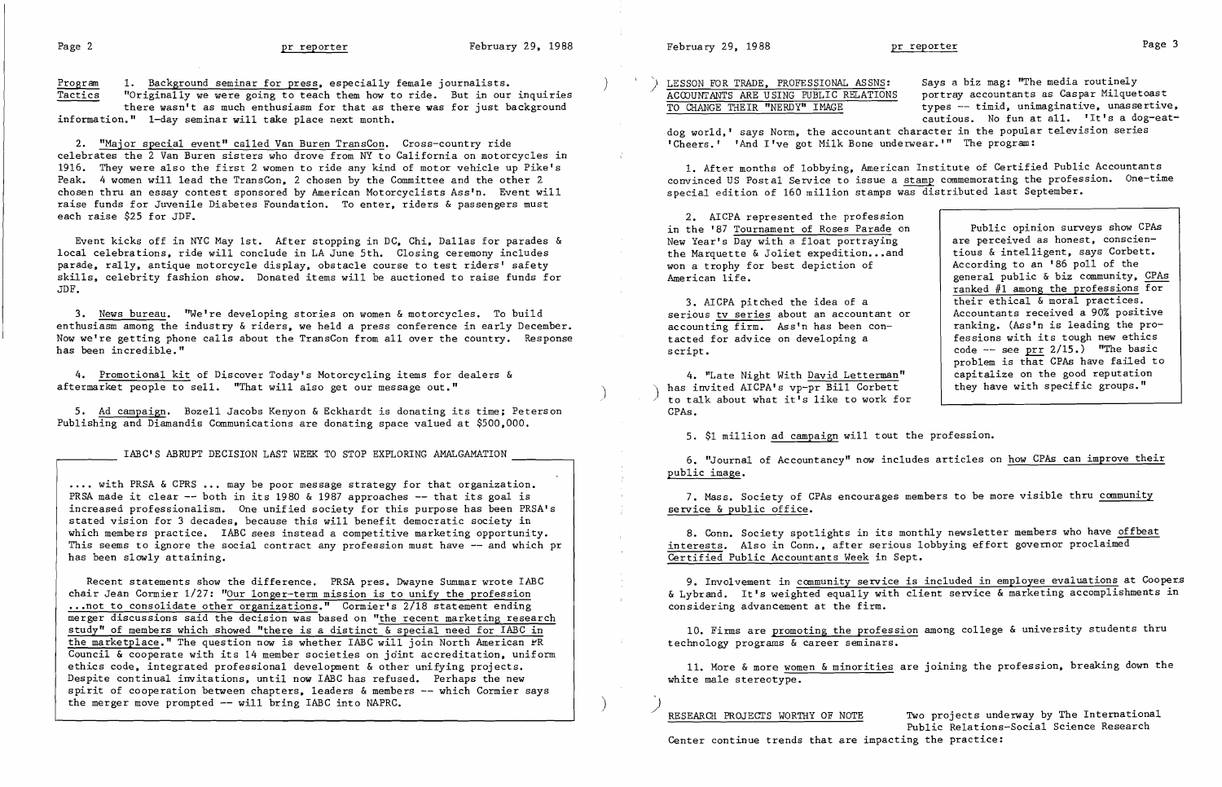**Program Tactics** 1. Background seminar for press, especially female journalists. "Originally we were going to teach them how to ride. But in our inquiries there wasn't as much enthusiasm for that as there was for just background information." 1-day seminar will take place next month.

2. "Major special event" called Van Buren TransCon. Cross-country ride celebrates the 2 Van Buren sisters who drove from NY to California on motorcycles in 1916. They were also the first 2 women to ride any kind of motor vehicle up Pike's Peak. 4 women will lead the TransCon, 2 chosen by the Committee and the other 2 chosen thru an essay contest sponsored by American Motorcyclists Ass'n. Event will raise funds for Juvenile Diabetes Foundation. To enter, riders & passengers must each raise $25 for JDF.

Event kicks off in NYC May 1st. After stopping in DC, Chi, Dallas for parades & local celebrations, ride will conclude in LA June 5th. Closing ceremony includes parade, rally, antique motorcycle display, obstacle course to test riders' safety skills, celebrity fashion show. Donated items will be auctioned to raise funds for JDF.

3. News bureau. "We're developing stories on women & motorcycles. To build enthusiasm among the industry & riders, we held a press conference in early December. Now we're getting phone calls about the TransCon from all over the country. Response has been incredible."

4. Promotional kit of Discover Today's Motorcycling items for dealers & aftermarket people to sell. "That will also get our message out."

5. Ad campaign. Bozell Jacobs Kenyon & Eckhardt is donating its time; Peterson Publishing and Diamandis Communications are donating space valued at $500,000.

## IABC'S ABRUPT DECISION LAST WEEK TO STOP EXPLORING AMALGAMATION

.... with PRSA & CPRS ... may be poor message strategy for that organization. PRSA made it clear -- both in its 1980 & 1987 approaches -- that its goal is increased professionalism. One unified society for this purpose has been PRSA's stated vision for 3 decades, because this will benefit democratic society in which members practice. IABC sees instead a competitive marketing opportunity. This seems to ignore the social contract any profession must have -- and which pr has been slowly attaining.

Recent statements show the difference. PRSA pres. Dwayne Summar wrote IABC chair Jean Cormier 1/27: "Our longer-term mission is to unify the profession ...not to consolidate other organizations." Cormier's 2/18 statement ending merger discussions said the decision was based on "the recent marketing research study" of members which showed "there is a distinct & special need for IABC in the marketplace." The question now is whether IABC will join North American PR Council & cooperate with its 14 member societies on joint accreditation, uniform ethics code, integrated professional development & other unifying projects. Despite continual invitations, until now IABC has refused. Perhaps the new spirit of cooperation between chapters, leaders & members -- which Cormier says the merger move prompted -- will bring IABC into NAPRC.

## LESSON FOR TRADE, PROFESSIONAL ASSNS: ACCOUNTANTS ARE USING PUBLIC RELATIONS TO CHANGE THEIR "NERDY" IMAGE

Says a biz mag: "The media routinely portray accountants as Caspar Milquetoast types -- timid, unimaginative, unassertive, cautious. No fun at all. 'It's a dog-eat-dog world,' says Norm, the accountant character in the popular television series 'Cheers.' 'And I've got Milk Bone underwear.'" The program:

1. After months of lobbying, American Institute of Certified Public Accountants convinced US Postal Service to issue a stamp commemorating the profession. One-time special edition of 160 million stamps was distributed last September.

2. AICPA represented the profession in the '87 Tournament of Roses Parade on New Year's Day with a float portraying the Marquette & Joliet expedition...and won a trophy for best depiction of American life.

3. AICPA pitched the idea of a serious tv series about an accountant or accounting firm. Ass'n has been contacted for advice on developing a script.

4. "Late Night With David Letterman" has invited AICPA's vp-pr Bill Corbett to talk about what it's like to work for CPAs.

> Public opinion surveys show CPAs are perceived as honest, conscientious & intelligent, says Corbett. According to an '86 poll of the general public & biz community, CPAs ranked #1 among the professions for their ethical & moral practices. Accountants received a 90% positive ranking. (Ass'n is leading the professions with its tough new ethics code -- see prr 2/15.) "The basic problem is that CPAs have failed to capitalize on the good reputation they have with specific groups."

5. $1 million ad campaign will tout the profession.

6. "Journal of Accountancy" now includes articles on how CPAs can improve their public image.

7. Mass. Society of CPAs encourages members to be more visible thru community service & public office.

8. Conn. Society spotlights in its monthly newsletter members who have offbeat interests. Also in Conn., after serious lobbying effort governor proclaimed Certified Public Accountants Week in Sept.

9. Involvement in community service is included in employee evaluations at Coopers & Lybrand. It's weighted equally with client service & marketing accomplishments in considering advancement at the firm.

10. Firms are promoting the profession among college & university students thru technology programs & career seminars.

11. More & more women & minorities are joining the profession, breaking down the white male stereotype.

## RESEARCH PROJECTS WORTHY OF NOTE

Two projects underway by The International Public Relations-Social Science Research Center continue trends that are impacting the practice: